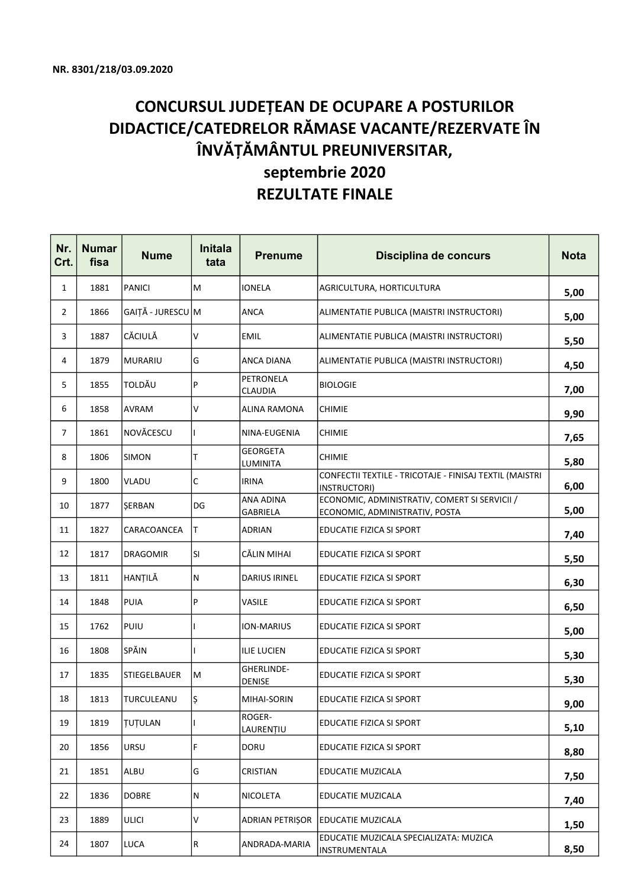NR. 8301/218/03.09.2020

# CONCURSUL JUDEȚEAN DE OCUPARE A POSTURILOR DIDACTICE/CATEDRELOR RĂMASE VACANTE/REZERVATE ÎN ÎNVĂȚĂMÂNTUL PREUNIVERSITAR,

## septembrie 2020

## REZULTATE FINALE

| Nr. Crt. | Numar fisa | Nume | Initala tata | Prenume | Disciplina de concurs | Nota |
|---|---|---|---|---|---|---|
| 1 | 1881 | PANICI | M | IONELA | AGRICULTURA, HORTICULTURA | 5,00 |
| 2 | 1866 | GAIȚĂ - JURESCU | M | ANCA | ALIMENTATIE PUBLICA (MAISTRI INSTRUCTORI) | 5,00 |
| 3 | 1887 | CĂCIULĂ | V | EMIL | ALIMENTATIE PUBLICA (MAISTRI INSTRUCTORI) | 5,50 |
| 4 | 1879 | MURARIU | G | ANCA DIANA | ALIMENTATIE PUBLICA (MAISTRI INSTRUCTORI) | 4,50 |
| 5 | 1855 | TOLDĂU | P | PETRONELA CLAUDIA | BIOLOGIE | 7,00 |
| 6 | 1858 | AVRAM | V | ALINA RAMONA | CHIMIE | 9,90 |
| 7 | 1861 | NOVĂCESCU | I | NINA-EUGENIA | CHIMIE | 7,65 |
| 8 | 1806 | SIMON | T | GEORGETA LUMINITA | CHIMIE | 5,80 |
| 9 | 1800 | VLADU | C | IRINA | CONFECTII TEXTILE - TRICOTAJE - FINISAJ TEXTIL (MAISTRI INSTRUCTORI) | 6,00 |
| 10 | 1877 | ȘERBAN | DG | ANA ADINA GABRIELA | ECONOMIC, ADMINISTRATIV, COMERT SI SERVICII / ECONOMIC, ADMINISTRATIV, POSTA | 5,00 |
| 11 | 1827 | CARACOANCEA | T | ADRIAN | EDUCATIE FIZICA SI SPORT | 7,40 |
| 12 | 1817 | DRAGOMIR | SI | CĂLIN MIHAI | EDUCATIE FIZICA SI SPORT | 5,50 |
| 13 | 1811 | HANȚILĂ | N | DARIUS IRINEL | EDUCATIE FIZICA SI SPORT | 6,30 |
| 14 | 1848 | PUIA | P | VASILE | EDUCATIE FIZICA SI SPORT | 6,50 |
| 15 | 1762 | PUIU | I | ION-MARIUS | EDUCATIE FIZICA SI SPORT | 5,00 |
| 16 | 1808 | SPĂIN | I | ILIE LUCIEN | EDUCATIE FIZICA SI SPORT | 5,30 |
| 17 | 1835 | STIEGELBAUER | M | GHERLINDE-DENISE | EDUCATIE FIZICA SI SPORT | 5,30 |
| 18 | 1813 | TURCULEANU | Ș | MIHAI-SORIN | EDUCATIE FIZICA SI SPORT | 9,00 |
| 19 | 1819 | ȚUȚULAN | I | ROGER-LAURENȚIU | EDUCATIE FIZICA SI SPORT | 5,10 |
| 20 | 1856 | URSU | F | DORU | EDUCATIE FIZICA SI SPORT | 8,80 |
| 21 | 1851 | ALBU | G | CRISTIAN | EDUCATIE MUZICALA | 7,50 |
| 22 | 1836 | DOBRE | N | NICOLETA | EDUCATIE MUZICALA | 7,40 |
| 23 | 1889 | ULICI | V | ADRIAN PETRIȘOR | EDUCATIE MUZICALA | 1,50 |
| 24 | 1807 | LUCA | R | ANDRADA-MARIA | EDUCATIE MUZICALA SPECIALIZATA: MUZICA INSTRUMENTALA | 8,50 |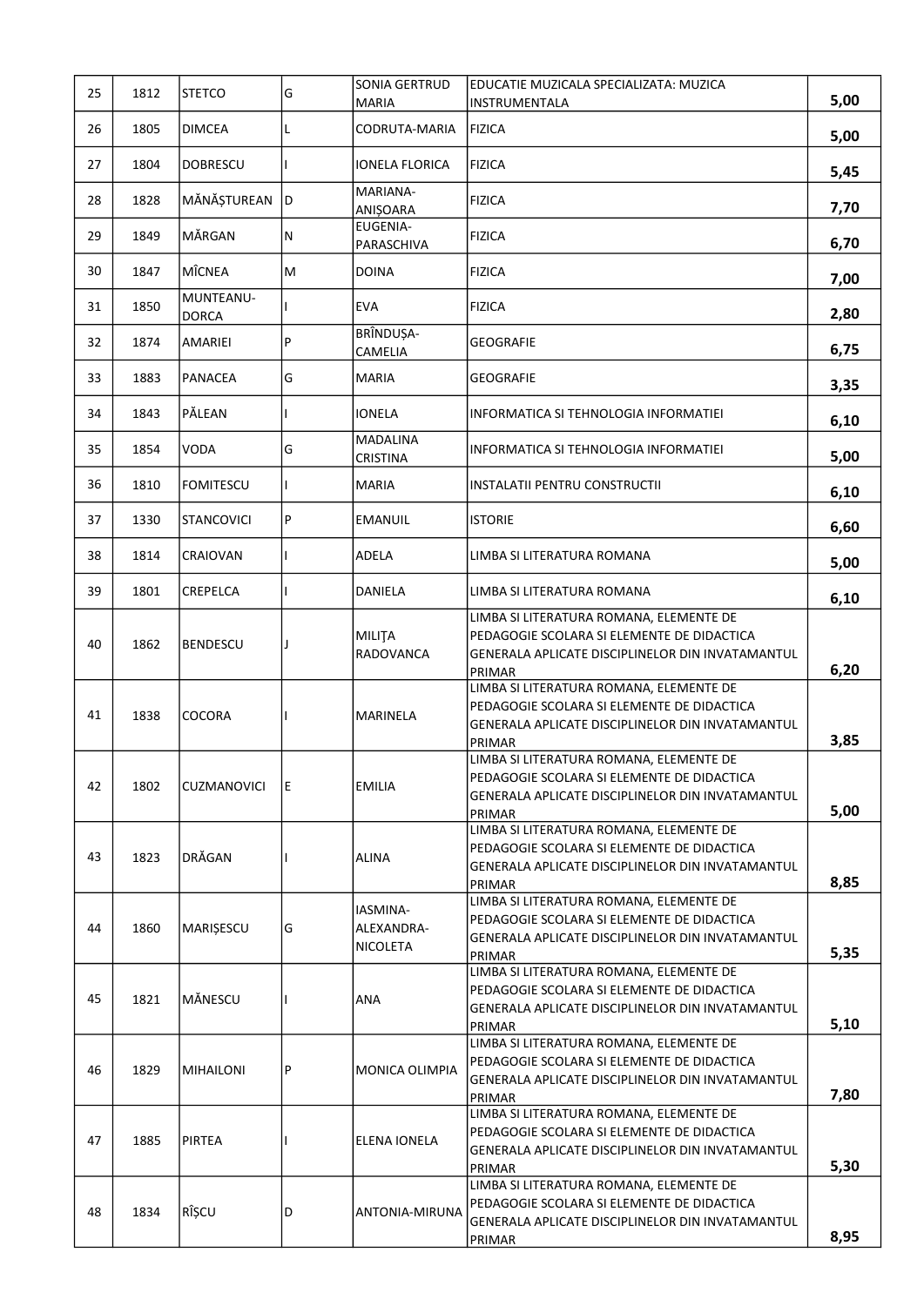| 25 | 1812 | STETCO | G | SONIA GERTRUD MARIA | EDUCATIE MUZICALA SPECIALIZATA: MUZICA INSTRUMENTALA | 5,00 |
|---|---|---|---|---|---|---|
| 26 | 1805 | DIMCEA | L | CODRUTA-MARIA | FIZICA | 5,00 |
| 27 | 1804 | DOBRESCU | I | IONELA FLORICA | FIZICA | 5,45 |
| 28 | 1828 | MĂNĂȘTUREAN | D | MARIANA-ANIȘOARA | FIZICA | 7,70 |
| 29 | 1849 | MĂRGAN | N | EUGENIA-PARASCHIVA | FIZICA | 6,70 |
| 30 | 1847 | MÎCNEA | M | DOINA | FIZICA | 7,00 |
| 31 | 1850 | MUNTEANU-DORCA | I | EVA | FIZICA | 2,80 |
| 32 | 1874 | AMARIEI | P | BRÎNDUȘA-CAMELIA | GEOGRAFIE | 6,75 |
| 33 | 1883 | PANACEA | G | MARIA | GEOGRAFIE | 3,35 |
| 34 | 1843 | PĂLEAN | I | IONELA | INFORMATICA SI TEHNOLOGIA INFORMATIEI | 6,10 |
| 35 | 1854 | VODA | G | MADALINA CRISTINA | INFORMATICA SI TEHNOLOGIA INFORMATIEI | 5,00 |
| 36 | 1810 | FOMITESCU | I | MARIA | INSTALATII PENTRU CONSTRUCTII | 6,10 |
| 37 | 1330 | STANCOVICI | P | EMANUIL | ISTORIE | 6,60 |
| 38 | 1814 | CRAIOVAN | I | ADELA | LIMBA SI LITERATURA ROMANA | 5,00 |
| 39 | 1801 | CREPELCA | I | DANIELA | LIMBA SI LITERATURA ROMANA | 6,10 |
| 40 | 1862 | BENDESCU | J | MILIŢA RADOVANCA | LIMBA SI LITERATURA ROMANA, ELEMENTE DE PEDAGOGIE SCOLARA SI ELEMENTE DE DIDACTICA GENERALA APLICATE DISCIPLINELOR DIN INVATAMANTUL PRIMAR | 6,20 |
| 41 | 1838 | COCORA | I | MARINELA | LIMBA SI LITERATURA ROMANA, ELEMENTE DE PEDAGOGIE SCOLARA SI ELEMENTE DE DIDACTICA GENERALA APLICATE DISCIPLINELOR DIN INVATAMANTUL PRIMAR | 3,85 |
| 42 | 1802 | CUZMANOVICI | E | EMILIA | LIMBA SI LITERATURA ROMANA, ELEMENTE DE PEDAGOGIE SCOLARA SI ELEMENTE DE DIDACTICA GENERALA APLICATE DISCIPLINELOR DIN INVATAMANTUL PRIMAR | 5,00 |
| 43 | 1823 | DRĂGAN | I | ALINA | LIMBA SI LITERATURA ROMANA, ELEMENTE DE PEDAGOGIE SCOLARA SI ELEMENTE DE DIDACTICA GENERALA APLICATE DISCIPLINELOR DIN INVATAMANTUL PRIMAR | 8,85 |
| 44 | 1860 | MARIȘESCU | G | IASMINA-ALEXANDRA-NICOLETA | LIMBA SI LITERATURA ROMANA, ELEMENTE DE PEDAGOGIE SCOLARA SI ELEMENTE DE DIDACTICA GENERALA APLICATE DISCIPLINELOR DIN INVATAMANTUL PRIMAR | 5,35 |
| 45 | 1821 | MĂNESCU | I | ANA | LIMBA SI LITERATURA ROMANA, ELEMENTE DE PEDAGOGIE SCOLARA SI ELEMENTE DE DIDACTICA GENERALA APLICATE DISCIPLINELOR DIN INVATAMANTUL PRIMAR | 5,10 |
| 46 | 1829 | MIHAILONI | P | MONICA OLIMPIA | LIMBA SI LITERATURA ROMANA, ELEMENTE DE PEDAGOGIE SCOLARA SI ELEMENTE DE DIDACTICA GENERALA APLICATE DISCIPLINELOR DIN INVATAMANTUL PRIMAR | 7,80 |
| 47 | 1885 | PIRTEA | I | ELENA IONELA | LIMBA SI LITERATURA ROMANA, ELEMENTE DE PEDAGOGIE SCOLARA SI ELEMENTE DE DIDACTICA GENERALA APLICATE DISCIPLINELOR DIN INVATAMANTUL PRIMAR | 5,30 |
| 48 | 1834 | RÎȘCU | D | ANTONIA-MIRUNA | LIMBA SI LITERATURA ROMANA, ELEMENTE DE PEDAGOGIE SCOLARA SI ELEMENTE DE DIDACTICA GENERALA APLICATE DISCIPLINELOR DIN INVATAMANTUL PRIMAR | 8,95 |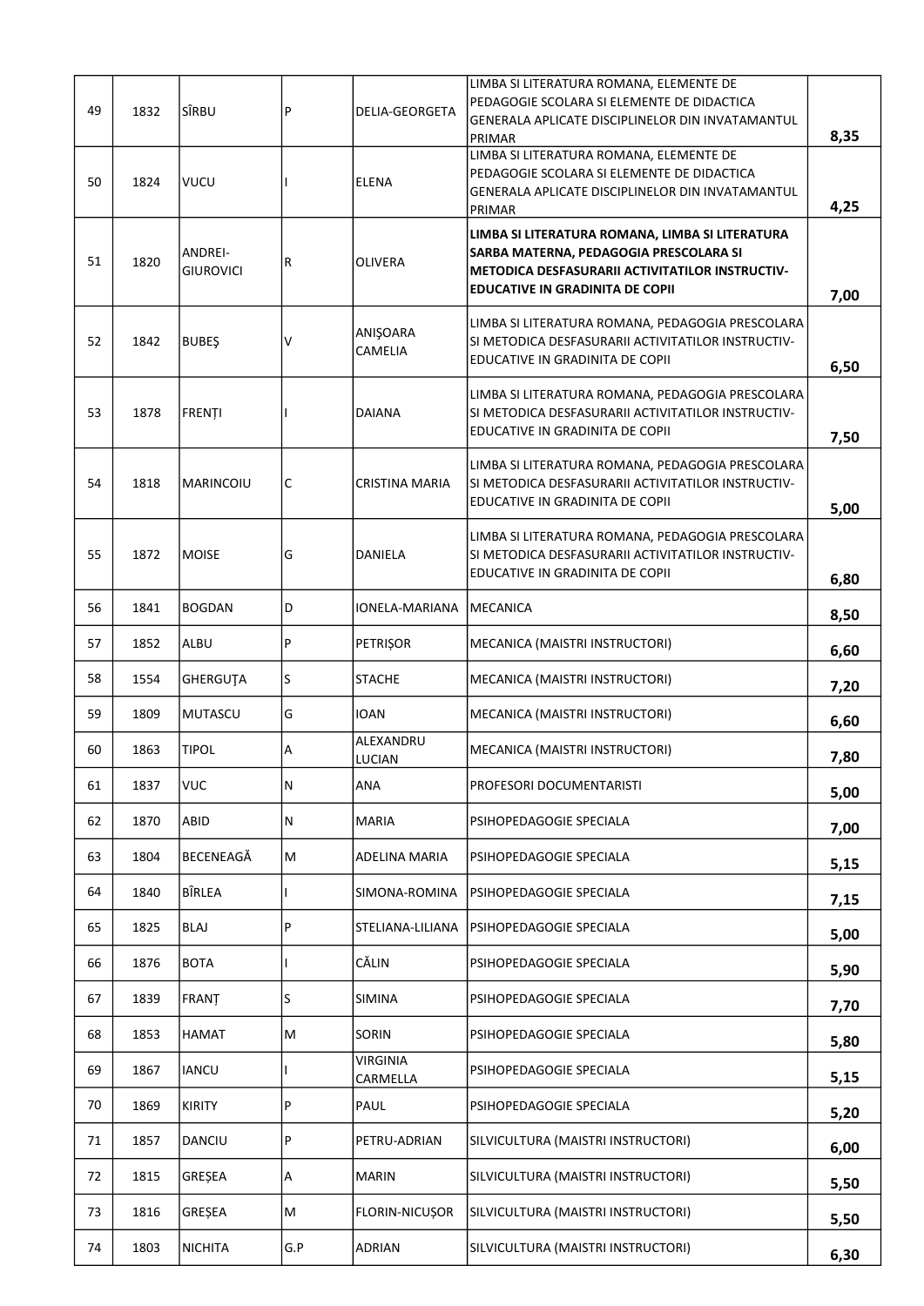| 49 | 1832 | SÎRBU | P | DELIA-GEORGETA | LIMBA SI LITERATURA ROMANA, ELEMENTE DE PEDAGOGIE SCOLARA SI ELEMENTE DE DIDACTICA GENERALA APLICATE DISCIPLINELOR DIN INVATAMANTUL PRIMAR | 8,35 |
|---|---|---|---|---|---|---|
| 50 | 1824 | VUCU | I | ELENA | LIMBA SI LITERATURA ROMANA, ELEMENTE DE PEDAGOGIE SCOLARA SI ELEMENTE DE DIDACTICA GENERALA APLICATE DISCIPLINELOR DIN INVATAMANTUL PRIMAR | 4,25 |
| 51 | 1820 | ANDREI-GIUROVICI | R | OLIVERA | **LIMBA SI LITERATURA ROMANA, LIMBA SI LITERATURA SARBA MATERNA, PEDAGOGIA PRESCOLARA SI METODICA DESFASURARII ACTIVITATILOR INSTRUCTIV-EDUCATIVE IN GRADINITA DE COPII** | 7,00 |
| 52 | 1842 | BUBEŞ | V | ANIŞOARA CAMELIA | LIMBA SI LITERATURA ROMANA, PEDAGOGIA PRESCOLARA SI METODICA DESFASURARII ACTIVITATILOR INSTRUCTIV-EDUCATIVE IN GRADINITA DE COPII | 6,50 |
| 53 | 1878 | FRENȚI | I | DAIANA | LIMBA SI LITERATURA ROMANA, PEDAGOGIA PRESCOLARA SI METODICA DESFASURARII ACTIVITATILOR INSTRUCTIV-EDUCATIVE IN GRADINITA DE COPII | 7,50 |
| 54 | 1818 | MARINCOIU | C | CRISTINA MARIA | LIMBA SI LITERATURA ROMANA, PEDAGOGIA PRESCOLARA SI METODICA DESFASURARII ACTIVITATILOR INSTRUCTIV-EDUCATIVE IN GRADINITA DE COPII | 5,00 |
| 55 | 1872 | MOISE | G | DANIELA | LIMBA SI LITERATURA ROMANA, PEDAGOGIA PRESCOLARA SI METODICA DESFASURARII ACTIVITATILOR INSTRUCTIV-EDUCATIVE IN GRADINITA DE COPII | 6,80 |
| 56 | 1841 | BOGDAN | D | IONELA-MARIANA | MECANICA | 8,50 |
| 57 | 1852 | ALBU | P | PETRIŞOR | MECANICA (MAISTRI INSTRUCTORI) | 6,60 |
| 58 | 1554 | GHERGUŢA | S | STACHE | MECANICA (MAISTRI INSTRUCTORI) | 7,20 |
| 59 | 1809 | MUTASCU | G | IOAN | MECANICA (MAISTRI INSTRUCTORI) | 6,60 |
| 60 | 1863 | TIPOL | A | ALEXANDRU LUCIAN | MECANICA (MAISTRI INSTRUCTORI) | 7,80 |
| 61 | 1837 | VUC | N | ANA | PROFESORI DOCUMENTARISTI | 5,00 |
| 62 | 1870 | ABID | N | MARIA | PSIHOPEDAGOGIE SPECIALA | 7,00 |
| 63 | 1804 | BECENEAGĂ | M | ADELINA MARIA | PSIHOPEDAGOGIE SPECIALA | 5,15 |
| 64 | 1840 | BÎRLEA | I | SIMONA-ROMINA | PSIHOPEDAGOGIE SPECIALA | 7,15 |
| 65 | 1825 | BLAJ | P | STELIANA-LILIANA | PSIHOPEDAGOGIE SPECIALA | 5,00 |
| 66 | 1876 | BOTA | I | CĂLIN | PSIHOPEDAGOGIE SPECIALA | 5,90 |
| 67 | 1839 | FRANȚ | S | SIMINA | PSIHOPEDAGOGIE SPECIALA | 7,70 |
| 68 | 1853 | HAMAT | M | SORIN | PSIHOPEDAGOGIE SPECIALA | 5,80 |
| 69 | 1867 | IANCU | I | VIRGINIA CARMELLA | PSIHOPEDAGOGIE SPECIALA | 5,15 |
| 70 | 1869 | KIRITY | P | PAUL | PSIHOPEDAGOGIE SPECIALA | 5,20 |
| 71 | 1857 | DANCIU | P | PETRU-ADRIAN | SILVICULTURA (MAISTRI INSTRUCTORI) | 6,00 |
| 72 | 1815 | GREȘEA | A | MARIN | SILVICULTURA (MAISTRI INSTRUCTORI) | 5,50 |
| 73 | 1816 | GREȘEA | M | FLORIN-NICUȘOR | SILVICULTURA (MAISTRI INSTRUCTORI) | 5,50 |
| 74 | 1803 | NICHITA | G.P | ADRIAN | SILVICULTURA (MAISTRI INSTRUCTORI) | 6,30 |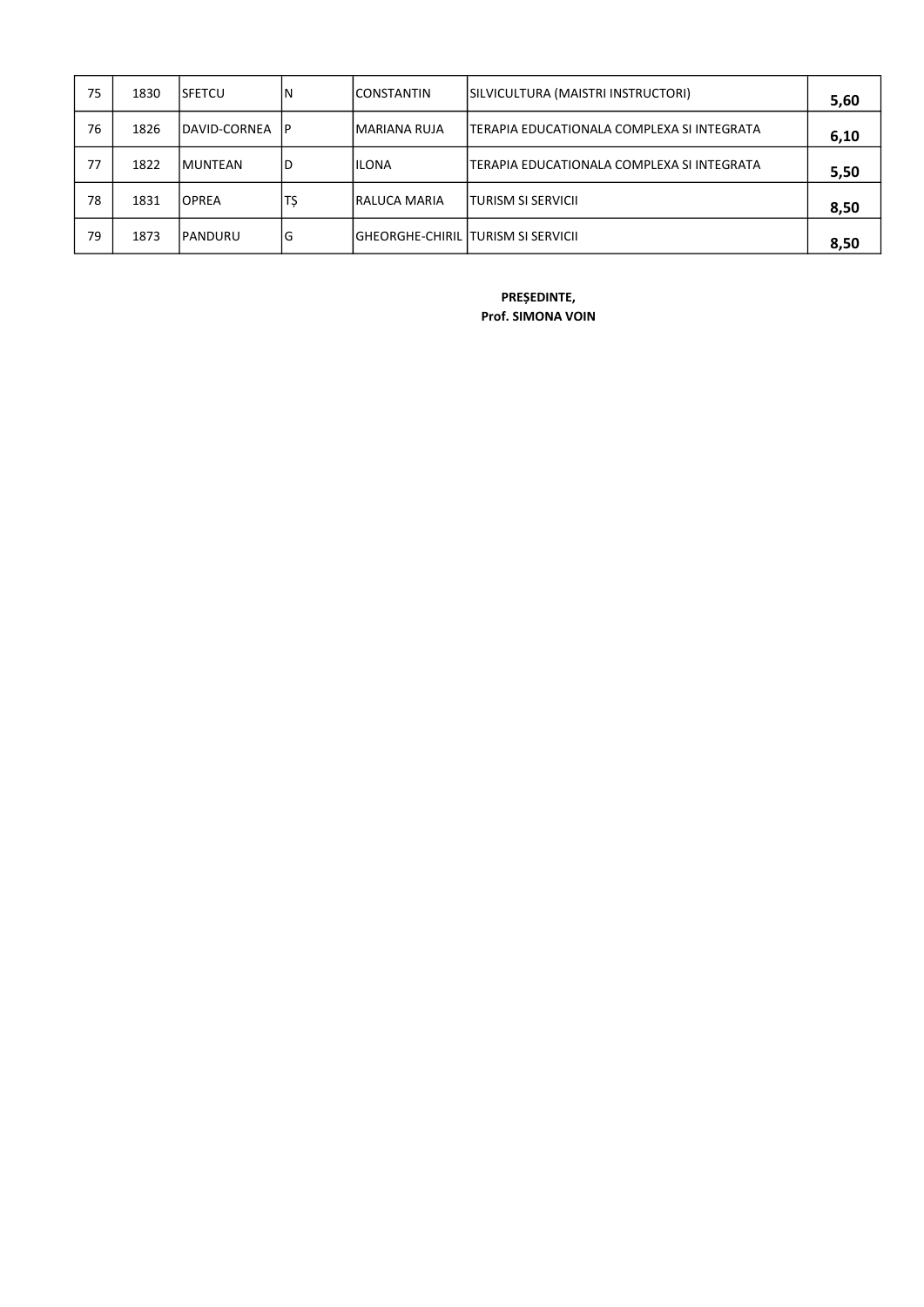| | | | | | | |
|---|---|---|---|---|---|---|
| 75 | 1830 | SFETCU | N | CONSTANTIN | SILVICULTURA (MAISTRI INSTRUCTORI) | **5,60** |
| 76 | 1826 | DAVID-CORNEA | P | MARIANA RUJA | TERAPIA EDUCATIONALA COMPLEXA SI INTEGRATA | **6,10** |
| 77 | 1822 | MUNTEAN | D | ILONA | TERAPIA EDUCATIONALA COMPLEXA SI INTEGRATA | **5,50** |
| 78 | 1831 | OPREA | TȘ | RALUCA MARIA | TURISM SI SERVICII | **8,50** |
| 79 | 1873 | PANDURU | G | GHEORGHE-CHIRIL | TURISM SI SERVICII | **8,50** |

**PREȘEDINTE,**
**Prof. SIMONA VOIN**